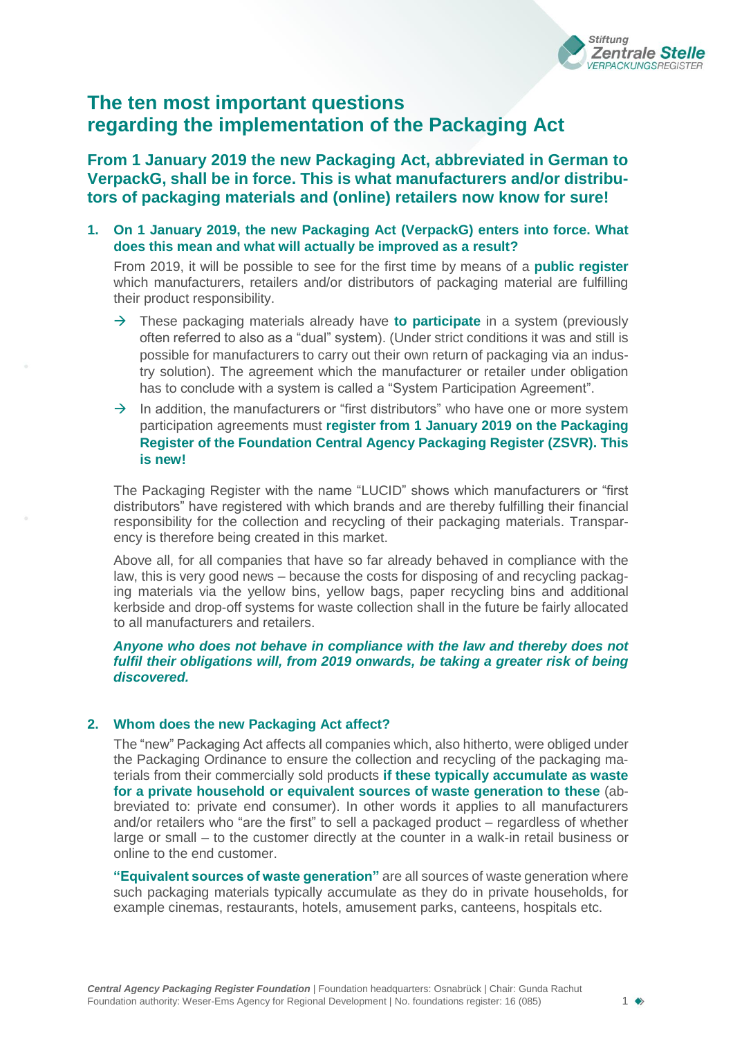# The ten most important questions regarding the implementation of the Packaging Act

## From 1 January 2019 the new Packaging Act, abbreviated in German to VerpackG, shall be in force. This is what manufacturers and/or distributors of packaging materials and (online) retailers now know for sure!

### 1. On 1 January 2019, the new Packaging Act (VerpackG) enters into force. What does this mean and what will actually be improved as a result?

From 2019, it will be possible to see for the first time by means of a **public register** which manufacturers, retailers and/or distributors of packaging material are fulfilling their product responsibility.

- → These packaging materials already have **to participate** in a system (previously often referred to also as a "dual" system). (Under strict conditions it was and still is possible for manufacturers to carry out their own return of packaging via an industry solution). The agreement which the manufacturer or retailer under obligation has to conclude with a system is called a "System Participation Agreement".
- → In addition, the manufacturers or "first distributors" who have one or more system participation agreements must **register from 1 January 2019 on the Packaging Register of the Foundation Central Agency Packaging Register (ZSVR). This is new!**

The Packaging Register with the name "LUCID" shows which manufacturers or "first distributors" have registered with which brands and are thereby fulfilling their financial responsibility for the collection and recycling of their packaging materials. Transparency is therefore being created in this market.

Above all, for all companies that have so far already behaved in compliance with the law, this is very good news – because the costs for disposing of and recycling packaging materials via the yellow bins, yellow bags, paper recycling bins and additional kerbside and drop-off systems for waste collection shall in the future be fairly allocated to all manufacturers and retailers.

***Anyone who does not behave in compliance with the law and thereby does not fulfil their obligations will, from 2019 onwards, be taking a greater risk of being discovered.***

### 2. Whom does the new Packaging Act affect?

The "new" Packaging Act affects all companies which, also hitherto, were obliged under the Packaging Ordinance to ensure the collection and recycling of the packaging materials from their commercially sold products **if these typically accumulate as waste for a private household or equivalent sources of waste generation to these** (abbreviated to: private end consumer). In other words it applies to all manufacturers and/or retailers who "are the first" to sell a packaged product – regardless of whether large or small – to the customer directly at the counter in a walk-in retail business or online to the end customer.

**"Equivalent sources of waste generation"** are all sources of waste generation where such packaging materials typically accumulate as they do in private households, for example cinemas, restaurants, hotels, amusement parks, canteens, hospitals etc.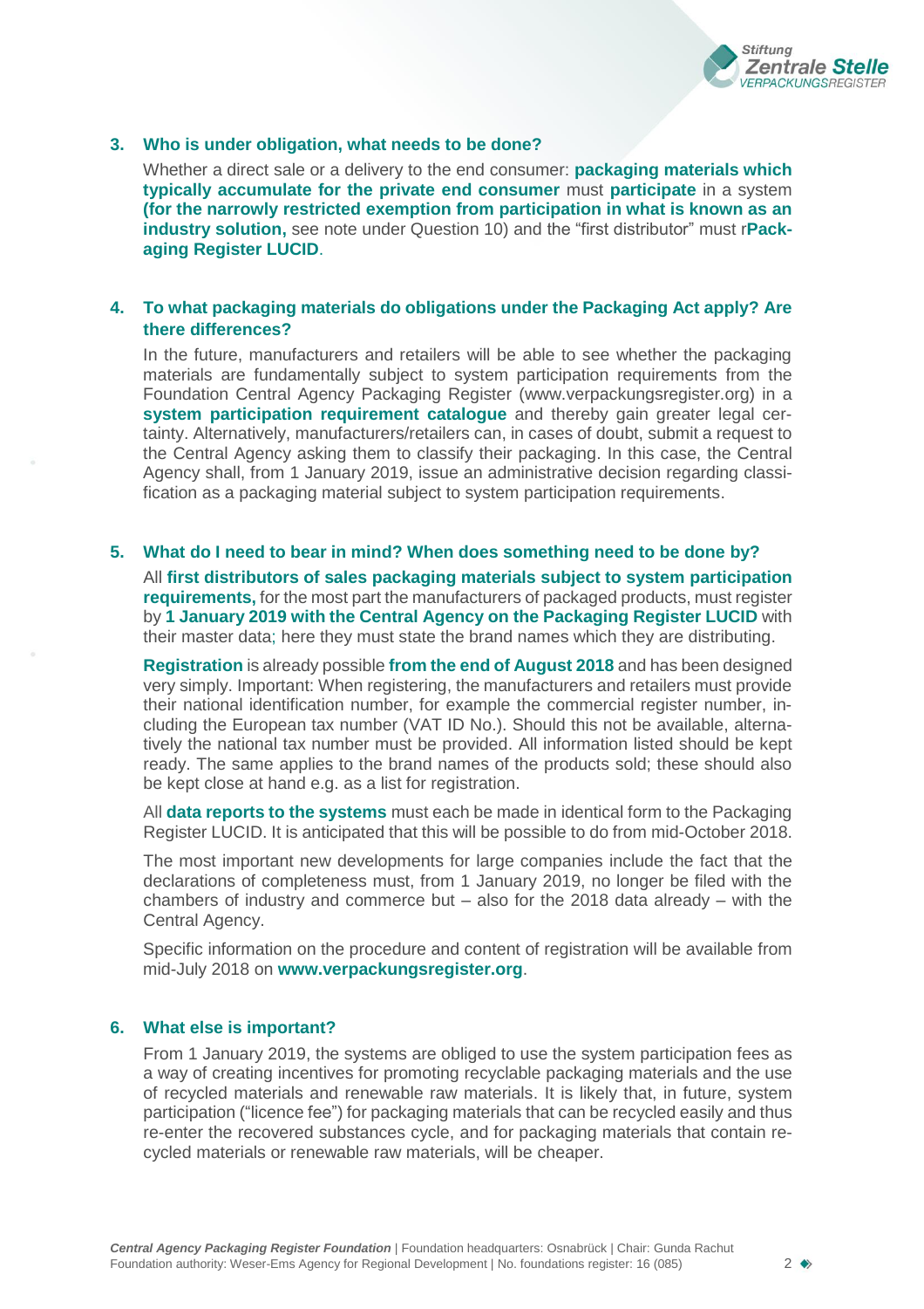### 3. Who is under obligation, what needs to be done?

Whether a direct sale or a delivery to the end consumer: **packaging materials which typically accumulate for the private end consumer** must **participate** in a system **(for the narrowly restricted exemption from participation in what is known as an industry solution,** see note under Question 10) and the "first distributor" must r**Packaging Register LUCID**.

### 4. To what packaging materials do obligations under the Packaging Act apply? Are there differences?

In the future, manufacturers and retailers will be able to see whether the packaging materials are fundamentally subject to system participation requirements from the Foundation Central Agency Packaging Register (www.verpackungsregister.org) in a **system participation requirement catalogue** and thereby gain greater legal certainty. Alternatively, manufacturers/retailers can, in cases of doubt, submit a request to the Central Agency asking them to classify their packaging. In this case, the Central Agency shall, from 1 January 2019, issue an administrative decision regarding classification as a packaging material subject to system participation requirements.

### 5. What do I need to bear in mind? When does something need to be done by?

All **first distributors of sales packaging materials subject to system participation requirements,** for the most part the manufacturers of packaged products, must register by **1 January 2019 with the Central Agency on the Packaging Register LUCID** with their master data; here they must state the brand names which they are distributing.

**Registration** is already possible **from the end of August 2018** and has been designed very simply. Important: When registering, the manufacturers and retailers must provide their national identification number, for example the commercial register number, including the European tax number (VAT ID No.). Should this not be available, alternatively the national tax number must be provided. All information listed should be kept ready. The same applies to the brand names of the products sold; these should also be kept close at hand e.g. as a list for registration.

All **data reports to the systems** must each be made in identical form to the Packaging Register LUCID. It is anticipated that this will be possible to do from mid-October 2018.

The most important new developments for large companies include the fact that the declarations of completeness must, from 1 January 2019, no longer be filed with the chambers of industry and commerce but – also for the 2018 data already – with the Central Agency.

Specific information on the procedure and content of registration will be available from mid-July 2018 on **www.verpackungsregister.org**.

### 6. What else is important?

From 1 January 2019, the systems are obliged to use the system participation fees as a way of creating incentives for promoting recyclable packaging materials and the use of recycled materials and renewable raw materials. It is likely that, in future, system participation ("licence fee") for packaging materials that can be recycled easily and thus re-enter the recovered substances cycle, and for packaging materials that contain recycled materials or renewable raw materials, will be cheaper.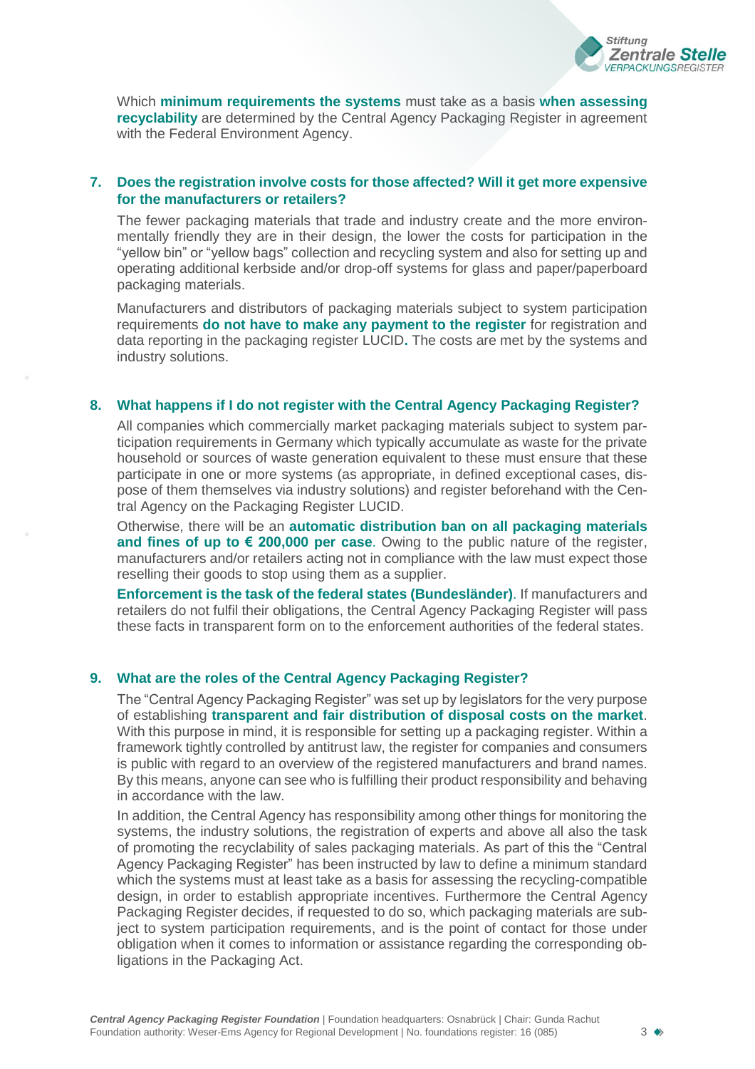Which **minimum requirements the systems** must take as a basis **when assessing recyclability** are determined by the Central Agency Packaging Register in agreement with the Federal Environment Agency.

## 7. Does the registration involve costs for those affected? Will it get more expensive for the manufacturers or retailers?

The fewer packaging materials that trade and industry create and the more environmentally friendly they are in their design, the lower the costs for participation in the "yellow bin" or "yellow bags" collection and recycling system and also for setting up and operating additional kerbside and/or drop-off systems for glass and paper/paperboard packaging materials.

Manufacturers and distributors of packaging materials subject to system participation requirements **do not have to make any payment to the register** for registration and data reporting in the packaging register LUCID**.** The costs are met by the systems and industry solutions.

## 8. What happens if I do not register with the Central Agency Packaging Register?

All companies which commercially market packaging materials subject to system participation requirements in Germany which typically accumulate as waste for the private household or sources of waste generation equivalent to these must ensure that these participate in one or more systems (as appropriate, in defined exceptional cases, dispose of them themselves via industry solutions) and register beforehand with the Central Agency on the Packaging Register LUCID.

Otherwise, there will be an **automatic distribution ban on all packaging materials and fines of up to € 200,000 per case**. Owing to the public nature of the register, manufacturers and/or retailers acting not in compliance with the law must expect those reselling their goods to stop using them as a supplier.

**Enforcement is the task of the federal states (Bundesländer)**. If manufacturers and retailers do not fulfil their obligations, the Central Agency Packaging Register will pass these facts in transparent form on to the enforcement authorities of the federal states.

## 9. What are the roles of the Central Agency Packaging Register?

The "Central Agency Packaging Register" was set up by legislators for the very purpose of establishing **transparent and fair distribution of disposal costs on the market**. With this purpose in mind, it is responsible for setting up a packaging register. Within a framework tightly controlled by antitrust law, the register for companies and consumers is public with regard to an overview of the registered manufacturers and brand names. By this means, anyone can see who is fulfilling their product responsibility and behaving in accordance with the law.

In addition, the Central Agency has responsibility among other things for monitoring the systems, the industry solutions, the registration of experts and above all also the task of promoting the recyclability of sales packaging materials. As part of this the "Central Agency Packaging Register" has been instructed by law to define a minimum standard which the systems must at least take as a basis for assessing the recycling-compatible design, in order to establish appropriate incentives. Furthermore the Central Agency Packaging Register decides, if requested to do so, which packaging materials are subject to system participation requirements, and is the point of contact for those under obligation when it comes to information or assistance regarding the corresponding obligations in the Packaging Act.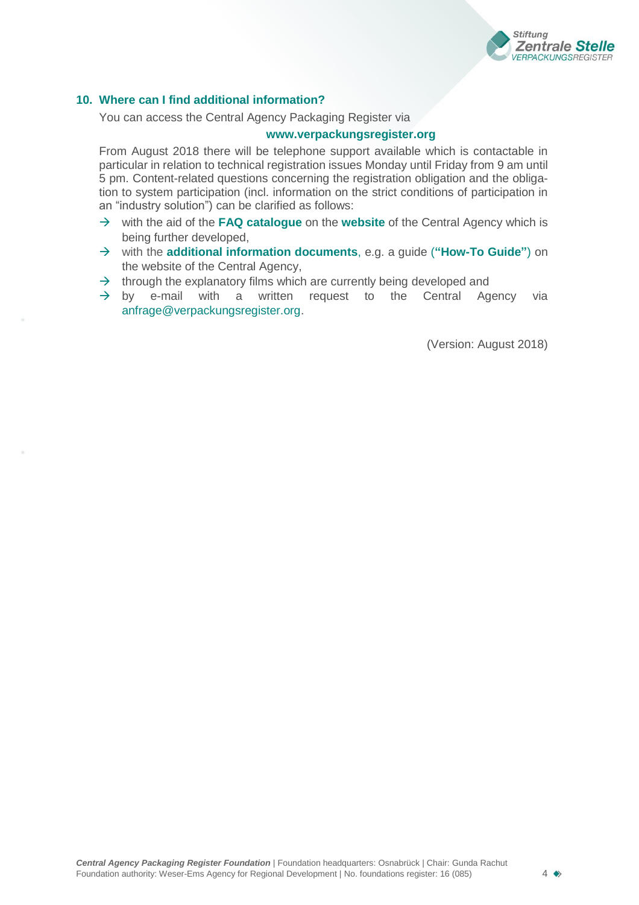## 10. Where can I find additional information?

You can access the Central Agency Packaging Register via

**www.verpackungsregister.org**

From August 2018 there will be telephone support available which is contactable in particular in relation to technical registration issues Monday until Friday from 9 am until 5 pm. Content-related questions concerning the registration obligation and the obligation to system participation (incl. information on the strict conditions of participation in an "industry solution") can be clarified as follows:

- → with the aid of the **FAQ catalogue** on the **website** of the Central Agency which is being further developed,
- → with the **additional information documents**, e.g. a guide (**"How-To Guide"**) on the website of the Central Agency,
- → through the explanatory films which are currently being developed and
- → by e-mail with a written request to the Central Agency via anfrage@verpackungsregister.org.

(Version: August 2018)

***Central Agency Packaging Register Foundation*** | Foundation headquarters: Osnabrück | Chair: Gunda Rachut
Foundation authority: Weser-Ems Agency for Regional Development | No. foundations register: 16 (085)